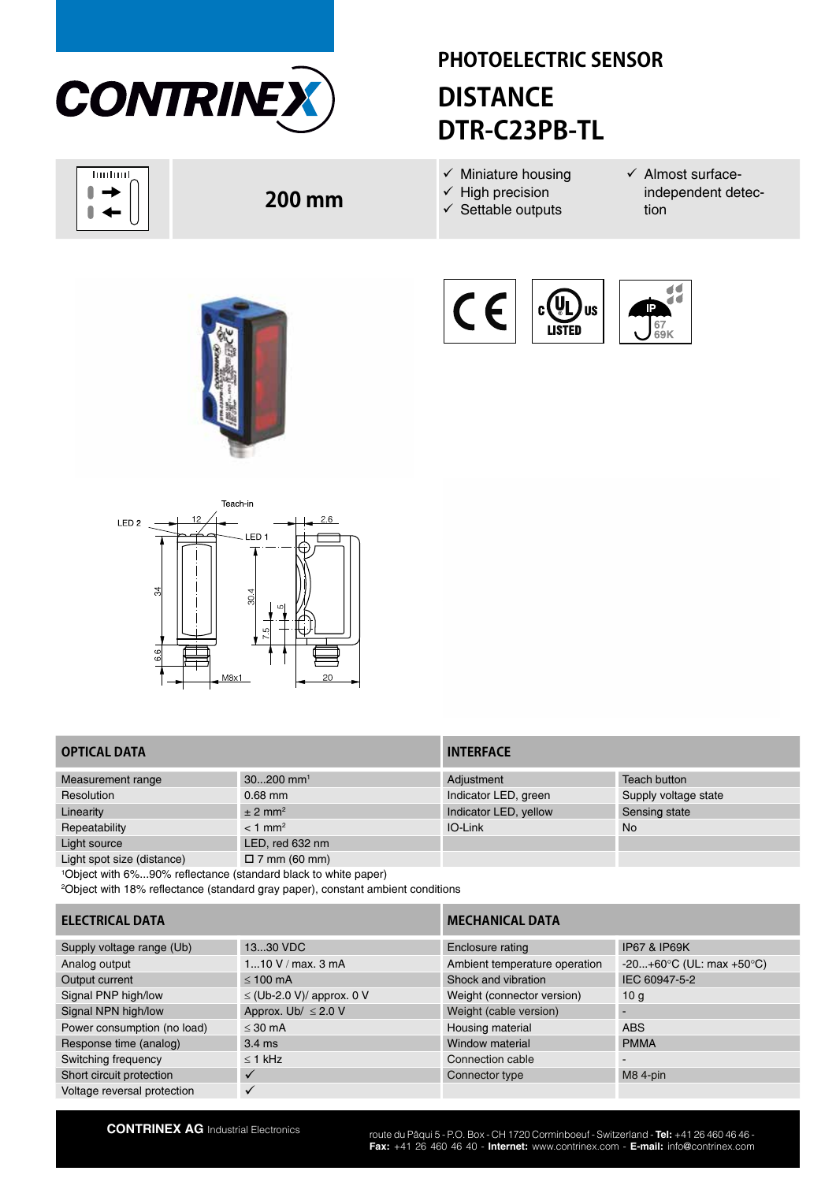# PHOTOELECTRIC SENSOR

# DISTANCE
# DTR-C23PB-TL

**200 mm**

- ✓ Miniature housing
- ✓ High precision
- ✓ Settable outputs
- ✓ Almost surface-independent detection

Teach-in, LED 2, LED 1, 12, 2.6, 34, 30.4, 5, 7.5, 6.6, M8x1, 20

| OPTICAL DATA | |
|---|---|
| Measurement range | 30...200 mm[1] |
| Resolution | 0.68 mm |
| Linearity | ± 2 mm[2] |
| Repeatability | < 1 mm[2] |
| Light source | LED, red 632 nm |
| Light spot size (distance) | ☐ 7 mm (60 mm) |

[1]Object with 6%...90% reflectance (standard black to white paper)

[2]Object with 18% reflectance (standard gray paper), constant ambient conditions

| INTERFACE | |
|---|---|
| Adjustment | Teach button |
| Indicator LED, green | Supply voltage state |
| Indicator LED, yellow | Sensing state |
| IO-Link | No |

| ELECTRICAL DATA | |
|---|---|
| Supply voltage range (Ub) | 13...30 VDC |
| Analog output | 1...10 V / max. 3 mA |
| Output current | ≤ 100 mA |
| Signal PNP high/low | ≤ (Ub-2.0 V)/ approx. 0 V |
| Signal NPN high/low | Approx. Ub/ ≤ 2.0 V |
| Power consumption (no load) | ≤ 30 mA |
| Response time (analog) | 3.4 ms |
| Switching frequency | ≤ 1 kHz |
| Short circuit protection | ✓ |
| Voltage reversal protection | ✓ |

| MECHANICAL DATA | |
|---|---|
| Enclosure rating | IP67 & IP69K |
| Ambient temperature operation | -20...+60°C (UL: max +50°C) |
| Shock and vibration | IEC 60947-5-2 |
| Weight (connector version) | 10 g |
| Weight (cable version) | - |
| Housing material | ABS |
| Window material | PMMA |
| Connection cable | - |
| Connector type | M8 4-pin |

**CONTRINEX AG** Industrial Electronics

route du Pâqui 5 - P.O. Box - CH 1720 Corminboeuf - Switzerland - **Tel:** +41 26 460 46 46 - **Fax:** +41 26 460 46 40 - **Internet:** www.contrinex.com - **E-mail:** info@contrinex.com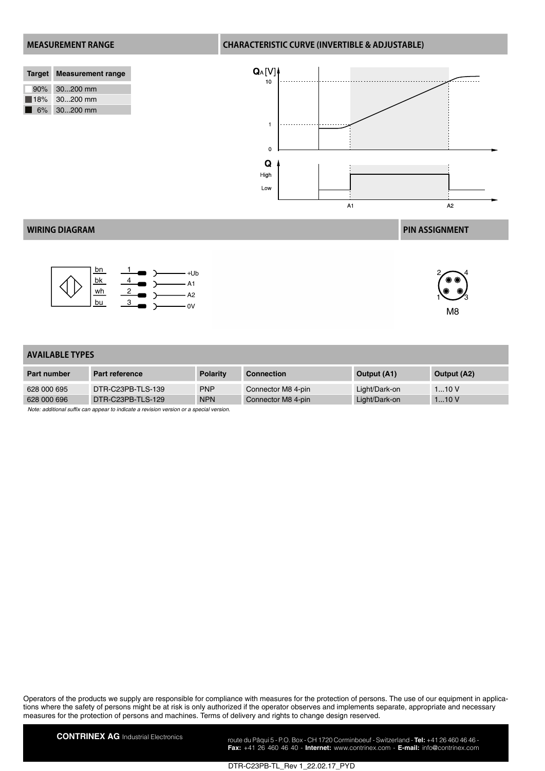## MEASUREMENT RANGE

| Target | Measurement range |
|---|---|
| 90% | 30...200 mm |
| 18% | 30...200 mm |
| 6% | 30...200 mm |

## CHARACTERISTIC CURVE (INVERTIBLE & ADJUSTABLE)

$Q_A$ [V]

10

1

0

Q

High

Low

A1 A2

## WIRING DIAGRAM

| | Pin | |
|---|---|---|
| bn | 1 | +Ub |
| bk | 4 | A1 |
| wh | 2 | A2 |
| bu | 3 | 0V |

## PIN ASSIGNMENT

M8

## AVAILABLE TYPES

| Part number | Part reference | Polarity | Connection | Output (A1) | Output (A2) |
|---|---|---|---|---|---|
| 628 000 695 | DTR-C23PB-TLS-139 | PNP | Connector M8 4-pin | Light/Dark-on | 1...10 V |
| 628 000 696 | DTR-C23PB-TLS-129 | NPN | Connector M8 4-pin | Light/Dark-on | 1...10 V |

*Note: additional suffix can appear to indicate a revision version or a special version.*

Operators of the products we supply are responsible for compliance with measures for the protection of persons. The use of our equipment in applications where the safety of persons might be at risk is only authorized if the operator observes and implements separate, appropriate and necessary measures for the protection of persons and machines. Terms of delivery and rights to change design reserved.

**CONTRINEX AG** Industrial Electronics

route du Pâqui 5 - P.O. Box - CH 1720 Corminboeuf - Switzerland - **Tel:** +41 26 460 46 46 - **Fax:** +41 26 460 46 40 - **Internet:** www.contrinex.com - **E-mail:** info@contrinex.com

DTR-C23PB-TL_Rev 1_22.02.17_PYD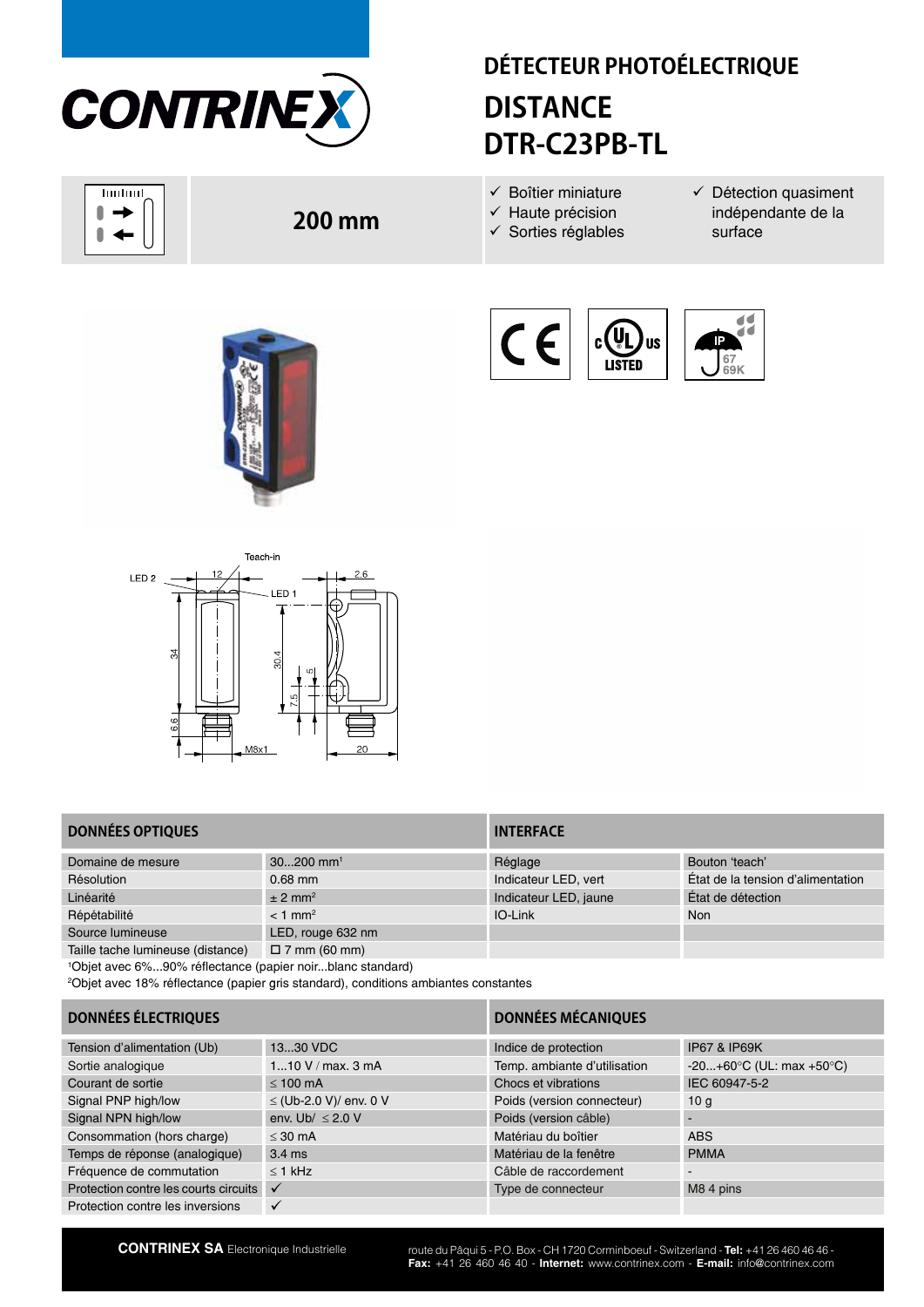# DÉTECTEUR PHOTOÉLECTRIQUE

## DISTANCE DTR-C23PB-TL

**200 mm**

- ✓ Boîtier miniature
- ✓ Haute précision
- ✓ Sorties réglables
- ✓ Détection quasiment indépendante de la surface

| DONNÉES OPTIQUES | |
|---|---|
| Domaine de mesure | 30...200 mm[1] |
| Résolution | 0.68 mm |
| Linéarité | ± 2 mm[2] |
| Répétabilité | < 1 mm[2] |
| Source lumineuse | LED, rouge 632 nm |
| Taille tache lumineuse (distance) | ☐ 7 mm (60 mm) |

[1]Objet avec 6%...90% réflectance (papier noir...blanc standard)

[2]Objet avec 18% réflectance (papier gris standard), conditions ambiantes constantes

| INTERFACE | |
|---|---|
| Réglage | Bouton 'teach' |
| Indicateur LED, vert | État de la tension d'alimentation |
| Indicateur LED, jaune | État de détection |
| IO-Link | Non |

| DONNÉES ÉLECTRIQUES | |
|---|---|
| Tension d'alimentation (Ub) | 13...30 VDC |
| Sortie analogique | 1...10 V / max. 3 mA |
| Courant de sortie | ≤ 100 mA |
| Signal PNP high/low | ≤ (Ub-2.0 V)/ env. 0 V |
| Signal NPN high/low | env. Ub/ ≤ 2.0 V |
| Consommation (hors charge) | ≤ 30 mA |
| Temps de réponse (analogique) | 3.4 ms |
| Fréquence de commutation | ≤ 1 kHz |
| Protection contre les courts circuits | ✓ |
| Protection contre les inversions | ✓ |

| DONNÉES MÉCANIQUES | |
|---|---|
| Indice de protection | IP67 & IP69K |
| Temp. ambiante d'utilisation | -20...+60°C (UL: max +50°C) |
| Chocs et vibrations | IEC 60947-5-2 |
| Poids (version connecteur) | 10 g |
| Poids (version câble) | - |
| Matériau du boîtier | ABS |
| Matériau de la fenêtre | PMMA |
| Câble de raccordement | - |
| Type de connecteur | M8 4 pins |

**CONTRINEX SA** Electronique Industrielle

route du Pâqui 5 - P.O. Box - CH 1720 Corminboeuf - Switzerland - **Tel:** +41 26 460 46 46 - **Fax:** +41 26 460 46 40 - **Internet:** www.contrinex.com - **E-mail:** info@contrinex.com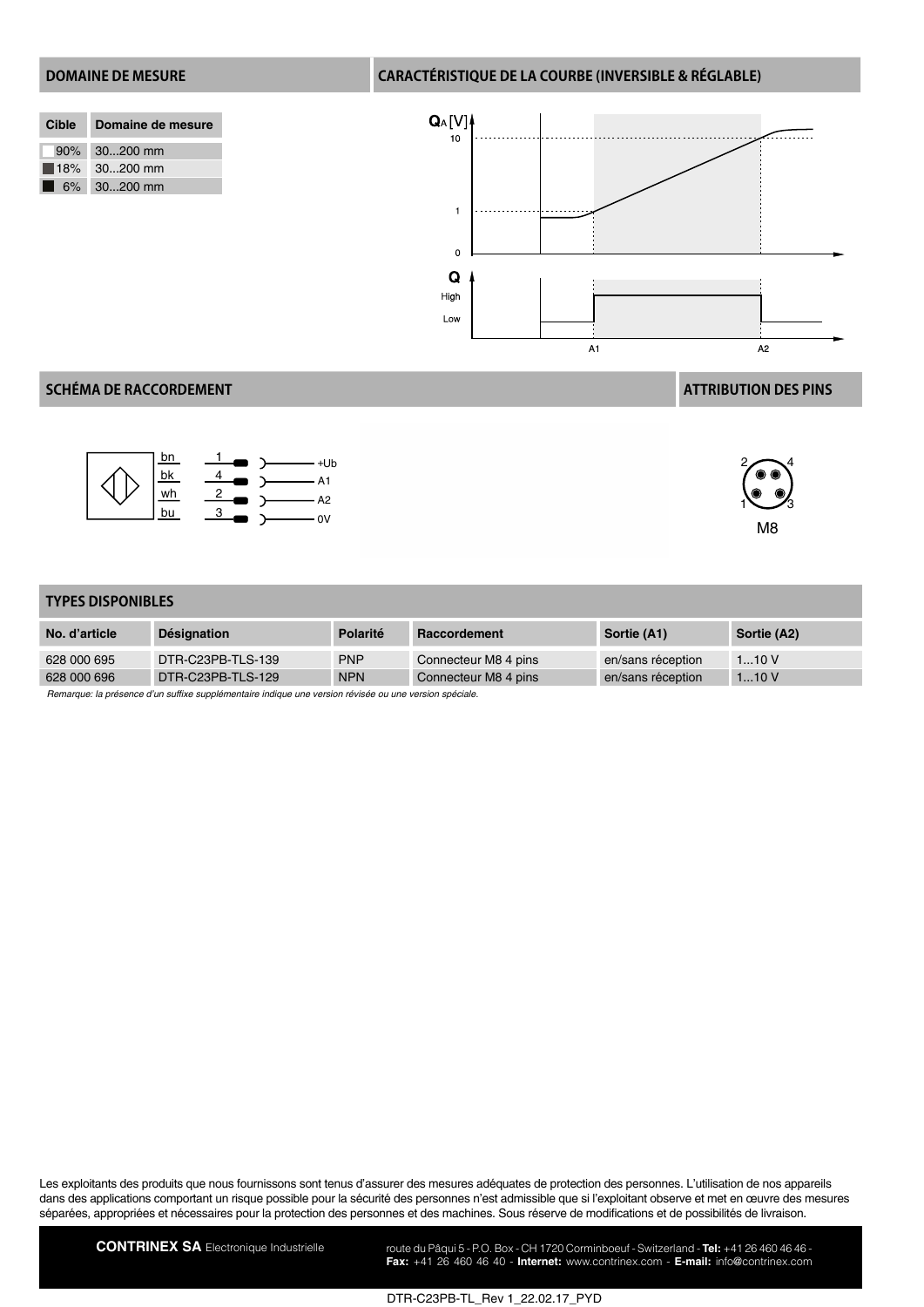## DOMAINE DE MESURE

| Cible | Domaine de mesure |
|---|---|
| 90% | 30...200 mm |
| 18% | 30...200 mm |
| 6% | 30...200 mm |

## CARACTÉRISTIQUE DE LA COURBE (INVERSIBLE & RÉGLABLE)

## SCHÉMA DE RACCORDEMENT

| Fil | Pin | Fonction |
|---|---|---|
| bn | 1 | +Ub |
| bk | 4 | A1 |
| wh | 2 | A2 |
| bu | 3 | 0V |

## ATTRIBUTION DES PINS

M8

## TYPES DISPONIBLES

| No. d'article | Désignation | Polarité | Raccordement | Sortie (A1) | Sortie (A2) |
|---|---|---|---|---|---|
| 628 000 695 | DTR-C23PB-TLS-139 | PNP | Connecteur M8 4 pins | en/sans réception | 1...10 V |
| 628 000 696 | DTR-C23PB-TLS-129 | NPN | Connecteur M8 4 pins | en/sans réception | 1...10 V |

*Remarque: la présence d'un suffixe supplémentaire indique une version révisée ou une version spéciale.*

Les exploitants des produits que nous fournissons sont tenus d'assurer des mesures adéquates de protection des personnes. L'utilisation de nos appareils dans des applications comportant un risque possible pour la sécurité des personnes n'est admissible que si l'exploitant observe et met en œuvre des mesures séparées, appropriées et nécessaires pour la protection des personnes et des machines. Sous réserve de modifications et de possibilités de livraison.

**CONTRINEX SA** Electronique Industrielle route du Pâqui 5 - P.O. Box - CH 1720 Corminboeuf - Switzerland - **Tel:** +41 26 460 46 46 - **Fax:** +41 26 460 46 40 - **Internet:** www.contrinex.com - **E-mail:** info@contrinex.com

DTR-C23PB-TL_Rev 1_22.02.17_PYD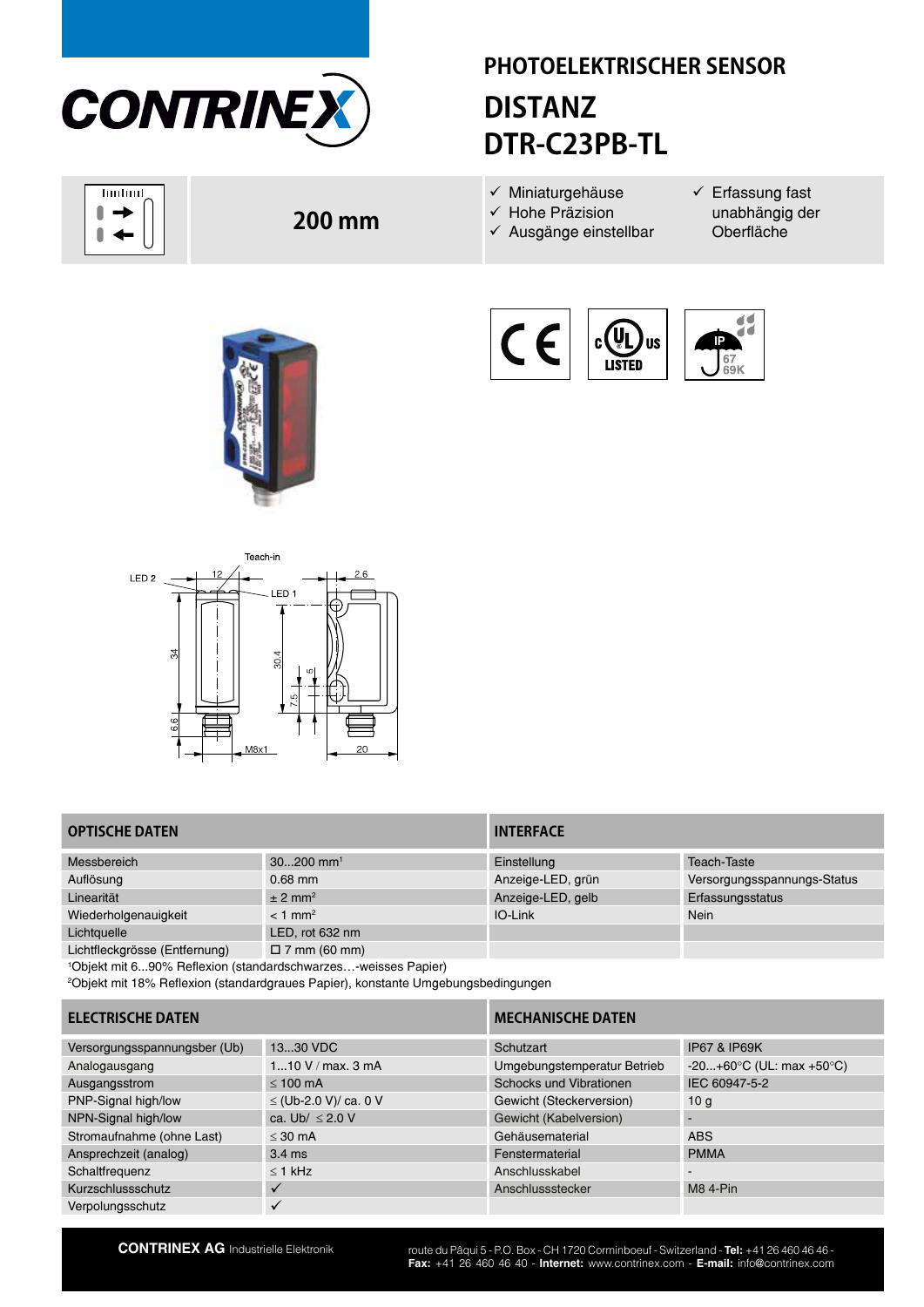# PHOTOELEKTRISCHER SENSOR

## DISTANZ

## DTR-C23PB-TL

**200 mm**

- ✓ Miniaturgehäuse
- ✓ Hohe Präzision
- ✓ Ausgänge einstellbar
- ✓ Erfassung fast unabhängig der Oberfläche

Teach-in, LED 2, LED 1, M8x1

| OPTISCHE DATEN | |
|---|---|
| Messbereich | 30...200 mm[1] |
| Auflösung | 0.68 mm |
| Linearität | ± 2 mm[2] |
| Wiederholgenauigkeit | < 1 mm[2] |
| Lichtquelle | LED, rot 632 nm |
| Lichtfleckgrösse (Entfernung) | ☐ 7 mm (60 mm) |

[1]Objekt mit 6...90% Reflexion (standardschwarzes…-weisses Papier)
[2]Objekt mit 18% Reflexion (standardgraues Papier), konstante Umgebungsbedingungen

| INTERFACE | |
|---|---|
| Einstellung | Teach-Taste |
| Anzeige-LED, grün | Versorgungsspannungs-Status |
| Anzeige-LED, gelb | Erfassungsstatus |
| IO-Link | Nein |

| ELECTRISCHE DATEN | |
|---|---|
| Versorgungsspannungsber (Ub) | 13...30 VDC |
| Analogausgang | 1...10 V / max. 3 mA |
| Ausgangsstrom | ≤ 100 mA |
| PNP-Signal high/low | ≤ (Ub-2.0 V)/ ca. 0 V |
| NPN-Signal high/low | ca. Ub/ ≤ 2.0 V |
| Stromaufnahme (ohne Last) | ≤ 30 mA |
| Ansprechzeit (analog) | 3.4 ms |
| Schaltfrequenz | ≤ 1 kHz |
| Kurzschlussschutz | ✓ |
| Verpolungsschutz | ✓ |

| MECHANISCHE DATEN | |
|---|---|
| Schutzart | IP67 & IP69K |
| Umgebungstemperatur Betrieb | -20...+60°C (UL: max +50°C) |
| Schocks und Vibrationen | IEC 60947-5-2 |
| Gewicht (Steckerversion) | 10 g |
| Gewicht (Kabelversion) | - |
| Gehäusematerial | ABS |
| Fenstermaterial | PMMA |
| Anschlusskabel | - |
| Anschlussstecker | M8 4-Pin |

**CONTRINEX AG** Industrielle Elektronik — route du Pâqui 5 - P.O. Box - CH 1720 Corminboeuf - Switzerland - **Tel:** +41 26 460 46 46 - **Fax:** +41 26 460 46 40 - **Internet:** www.contrinex.com - **E-mail:** info@contrinex.com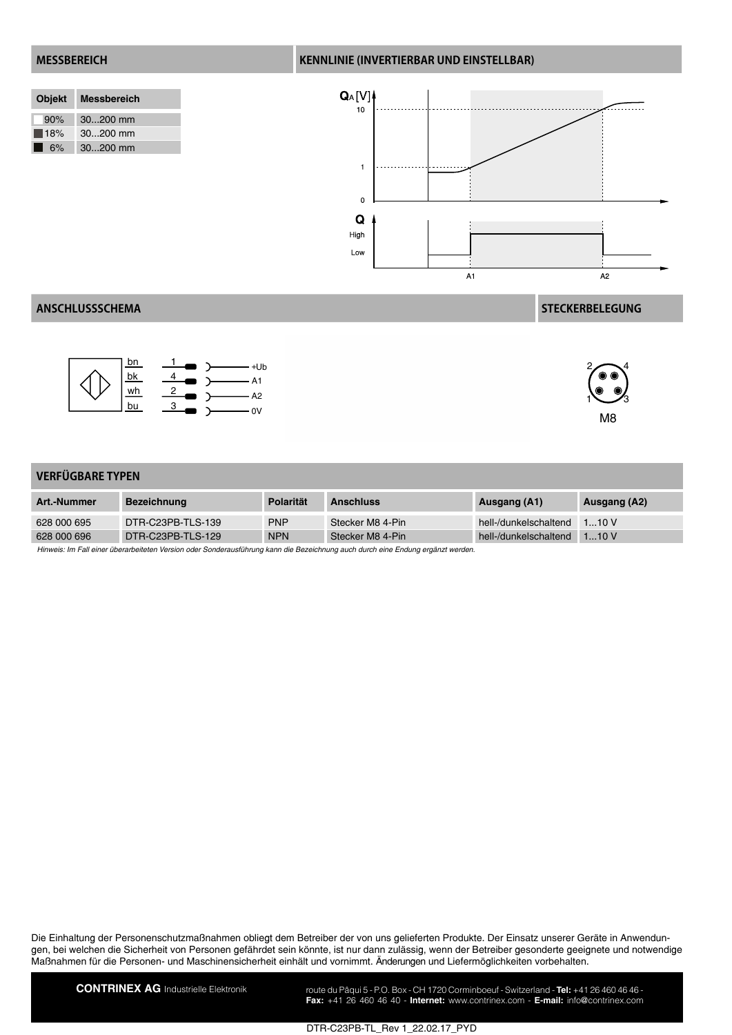## MESSBEREICH

| Objekt | Messbereich |
| --- | --- |
| 90% | 30...200 mm |
| 18% | 30...200 mm |
| 6% | 30...200 mm |

## KENNLINIE (INVERTIERBAR UND EINSTELLBAR)

QA [V]
10
1
0
Q
High
Low
A1
A2

## ANSCHLUSSSCHEMA

bn 1 +Ub
bk 4 A1
wh 2 A2
bu 3 0V

## STECKERBELEGUNG

2 4
1 3
M8

## VERFÜGBARE TYPEN

| Art.-Nummer | Bezeichnung | Polarität | Anschluss | Ausgang (A1) | Ausgang (A2) |
| --- | --- | --- | --- | --- | --- |
| 628 000 695 | DTR-C23PB-TLS-139 | PNP | Stecker M8 4-Pin | hell-/dunkelschaltend | 1...10 V |
| 628 000 696 | DTR-C23PB-TLS-129 | NPN | Stecker M8 4-Pin | hell-/dunkelschaltend | 1...10 V |

*Hinweis: Im Fall einer überarbeiteten Version oder Sonderausführung kann die Bezeichnung auch durch eine Endung ergänzt werden.*

Die Einhaltung der Personenschutzmaßnahmen obliegt dem Betreiber der von uns gelieferten Produkte. Der Einsatz unserer Geräte in Anwendungen, bei welchen die Sicherheit von Personen gefährdet sein könnte, ist nur dann zulässig, wenn der Betreiber gesonderte geeignete und notwendige Maßnahmen für die Personen- und Maschinensicherheit einhält und vornimmt. Änderungen und Liefermöglichkeiten vorbehalten.

**CONTRINEX AG** Industrielle Elektronik

route du Pâqui 5 - P.O. Box - CH 1720 Corminboeuf - Switzerland - **Tel:** +41 26 460 46 46 - **Fax:** +41 26 460 46 40 - **Internet:** www.contrinex.com - **E-mail:** info@contrinex.com

DTR-C23PB-TL_Rev 1_22.02.17_PYD